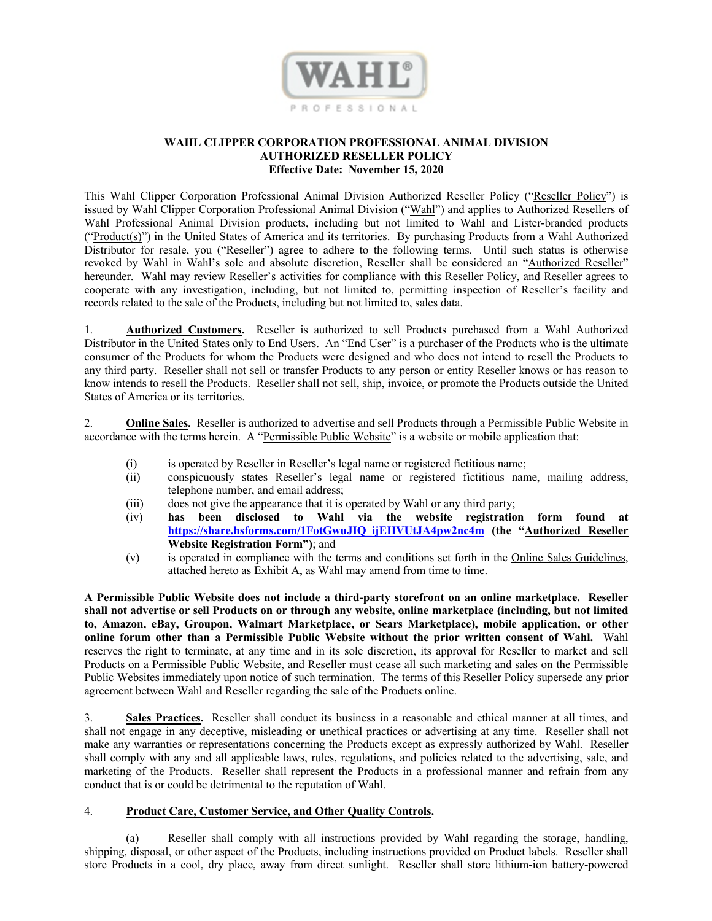# WAHL CLIPPER CORPORATION PROFESSIONAL ANIMAL DIVISION AUTHORIZED RESELLER POLICY

**Effective Date: November 15, 2020**

This Wahl Clipper Corporation Professional Animal Division Authorized Reseller Policy ("Reseller Policy") is issued by Wahl Clipper Corporation Professional Animal Division ("Wahl") and applies to Authorized Resellers of Wahl Professional Animal Division products, including but not limited to Wahl and Lister-branded products ("Product(s)") in the United States of America and its territories. By purchasing Products from a Wahl Authorized Distributor for resale, you ("Reseller") agree to adhere to the following terms. Until such status is otherwise revoked by Wahl in Wahl's sole and absolute discretion, Reseller shall be considered an "Authorized Reseller" hereunder. Wahl may review Reseller's activities for compliance with this Reseller Policy, and Reseller agrees to cooperate with any investigation, including, but not limited to, permitting inspection of Reseller's facility and records related to the sale of the Products, including but not limited to, sales data.

1. **Authorized Customers.** Reseller is authorized to sell Products purchased from a Wahl Authorized Distributor in the United States only to End Users. An "End User" is a purchaser of the Products who is the ultimate consumer of the Products for whom the Products were designed and who does not intend to resell the Products to any third party. Reseller shall not sell or transfer Products to any person or entity Reseller knows or has reason to know intends to resell the Products. Reseller shall not sell, ship, invoice, or promote the Products outside the United States of America or its territories.

2. **Online Sales.** Reseller is authorized to advertise and sell Products through a Permissible Public Website in accordance with the terms herein. A "Permissible Public Website" is a website or mobile application that:

   (i) is operated by Reseller in Reseller's legal name or registered fictitious name;
   (ii) conspicuously states Reseller's legal name or registered fictitious name, mailing address, telephone number, and email address;
   (iii) does not give the appearance that it is operated by Wahl or any third party;
   (iv) **has been disclosed to Wahl via the website registration form found at https://share.hsforms.com/1FotGwuJIQ_ijEHVUtJA4pw2nc4m (the "Authorized Reseller Website Registration Form")**; and
   (v) is operated in compliance with the terms and conditions set forth in the Online Sales Guidelines, attached hereto as Exhibit A, as Wahl may amend from time to time.

**A Permissible Public Website does not include a third-party storefront on an online marketplace. Reseller shall not advertise or sell Products on or through any website, online marketplace (including, but not limited to, Amazon, eBay, Groupon, Walmart Marketplace, or Sears Marketplace), mobile application, or other online forum other than a Permissible Public Website without the prior written consent of Wahl.** Wahl reserves the right to terminate, at any time and in its sole discretion, its approval for Reseller to market and sell Products on a Permissible Public Website, and Reseller must cease all such marketing and sales on the Permissible Public Websites immediately upon notice of such termination. The terms of this Reseller Policy supersede any prior agreement between Wahl and Reseller regarding the sale of the Products online.

3. **Sales Practices.** Reseller shall conduct its business in a reasonable and ethical manner at all times, and shall not engage in any deceptive, misleading or unethical practices or advertising at any time. Reseller shall not make any warranties or representations concerning the Products except as expressly authorized by Wahl. Reseller shall comply with any and all applicable laws, rules, regulations, and policies related to the advertising, sale, and marketing of the Products. Reseller shall represent the Products in a professional manner and refrain from any conduct that is or could be detrimental to the reputation of Wahl.

4. **Product Care, Customer Service, and Other Quality Controls.**

   (a) Reseller shall comply with all instructions provided by Wahl regarding the storage, handling, shipping, disposal, or other aspect of the Products, including instructions provided on Product labels. Reseller shall store Products in a cool, dry place, away from direct sunlight. Reseller shall store lithium-ion battery-powered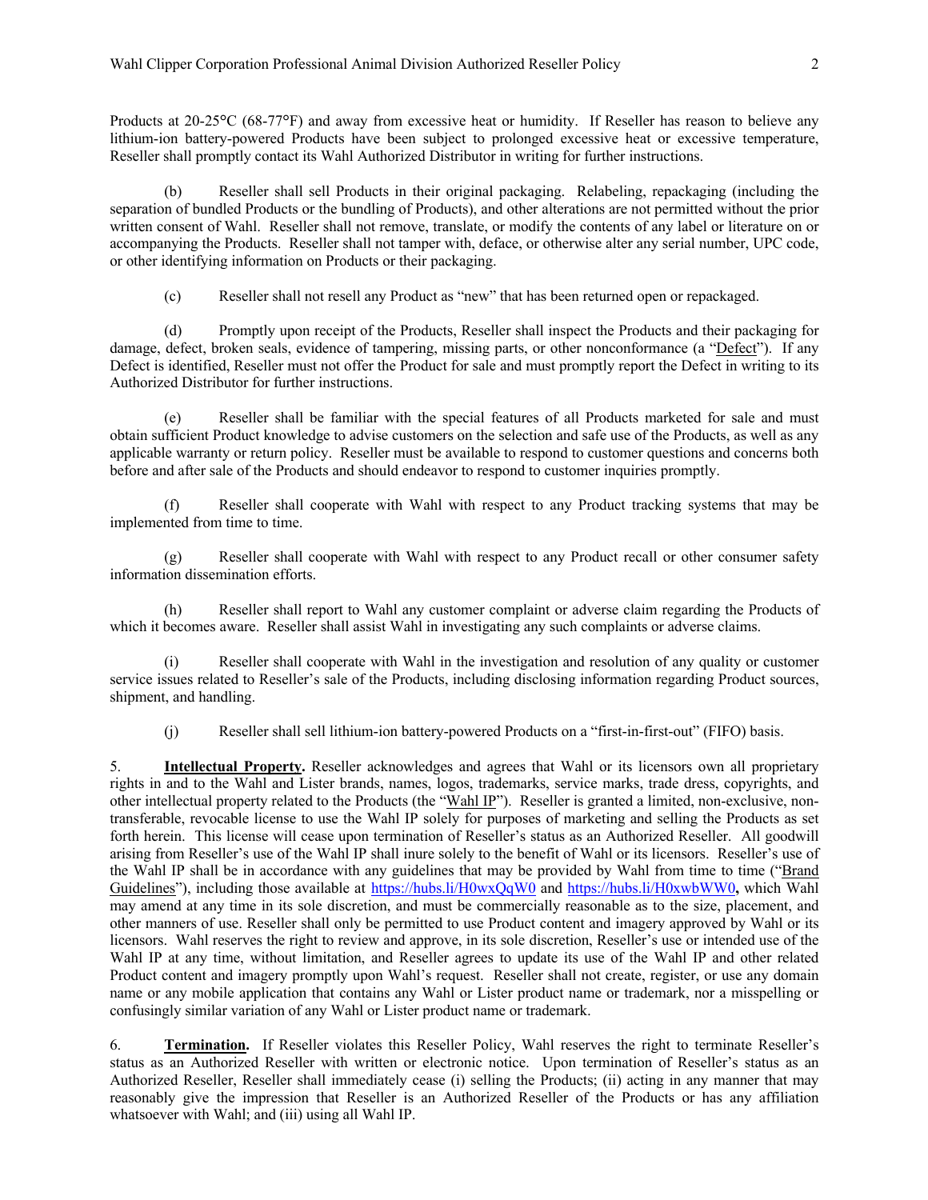Products at 20-25°C (68-77°F) and away from excessive heat or humidity. If Reseller has reason to believe any lithium-ion battery-powered Products have been subject to prolonged excessive heat or excessive temperature, Reseller shall promptly contact its Wahl Authorized Distributor in writing for further instructions.

(b) Reseller shall sell Products in their original packaging. Relabeling, repackaging (including the separation of bundled Products or the bundling of Products), and other alterations are not permitted without the prior written consent of Wahl. Reseller shall not remove, translate, or modify the contents of any label or literature on or accompanying the Products. Reseller shall not tamper with, deface, or otherwise alter any serial number, UPC code, or other identifying information on Products or their packaging.

(c) Reseller shall not resell any Product as "new" that has been returned open or repackaged.

(d) Promptly upon receipt of the Products, Reseller shall inspect the Products and their packaging for damage, defect, broken seals, evidence of tampering, missing parts, or other nonconformance (a "Defect"). If any Defect is identified, Reseller must not offer the Product for sale and must promptly report the Defect in writing to its Authorized Distributor for further instructions.

(e) Reseller shall be familiar with the special features of all Products marketed for sale and must obtain sufficient Product knowledge to advise customers on the selection and safe use of the Products, as well as any applicable warranty or return policy. Reseller must be available to respond to customer questions and concerns both before and after sale of the Products and should endeavor to respond to customer inquiries promptly.

(f) Reseller shall cooperate with Wahl with respect to any Product tracking systems that may be implemented from time to time.

(g) Reseller shall cooperate with Wahl with respect to any Product recall or other consumer safety information dissemination efforts.

(h) Reseller shall report to Wahl any customer complaint or adverse claim regarding the Products of which it becomes aware. Reseller shall assist Wahl in investigating any such complaints or adverse claims.

(i) Reseller shall cooperate with Wahl in the investigation and resolution of any quality or customer service issues related to Reseller's sale of the Products, including disclosing information regarding Product sources, shipment, and handling.

(j) Reseller shall sell lithium-ion battery-powered Products on a "first-in-first-out" (FIFO) basis.

5. **Intellectual Property.** Reseller acknowledges and agrees that Wahl or its licensors own all proprietary rights in and to the Wahl and Lister brands, names, logos, trademarks, service marks, trade dress, copyrights, and other intellectual property related to the Products (the "Wahl IP"). Reseller is granted a limited, non-exclusive, non-transferable, revocable license to use the Wahl IP solely for purposes of marketing and selling the Products as set forth herein. This license will cease upon termination of Reseller's status as an Authorized Reseller. All goodwill arising from Reseller's use of the Wahl IP shall inure solely to the benefit of Wahl or its licensors. Reseller's use of the Wahl IP shall be in accordance with any guidelines that may be provided by Wahl from time to time ("Brand Guidelines"), including those available at https://hubs.li/H0wxQqW0 and https://hubs.li/H0xwbWW0**,** which Wahl may amend at any time in its sole discretion, and must be commercially reasonable as to the size, placement, and other manners of use. Reseller shall only be permitted to use Product content and imagery approved by Wahl or its licensors. Wahl reserves the right to review and approve, in its sole discretion, Reseller's use or intended use of the Wahl IP at any time, without limitation, and Reseller agrees to update its use of the Wahl IP and other related Product content and imagery promptly upon Wahl's request. Reseller shall not create, register, or use any domain name or any mobile application that contains any Wahl or Lister product name or trademark, nor a misspelling or confusingly similar variation of any Wahl or Lister product name or trademark.

6. **Termination.** If Reseller violates this Reseller Policy, Wahl reserves the right to terminate Reseller's status as an Authorized Reseller with written or electronic notice. Upon termination of Reseller's status as an Authorized Reseller, Reseller shall immediately cease (i) selling the Products; (ii) acting in any manner that may reasonably give the impression that Reseller is an Authorized Reseller of the Products or has any affiliation whatsoever with Wahl; and (iii) using all Wahl IP.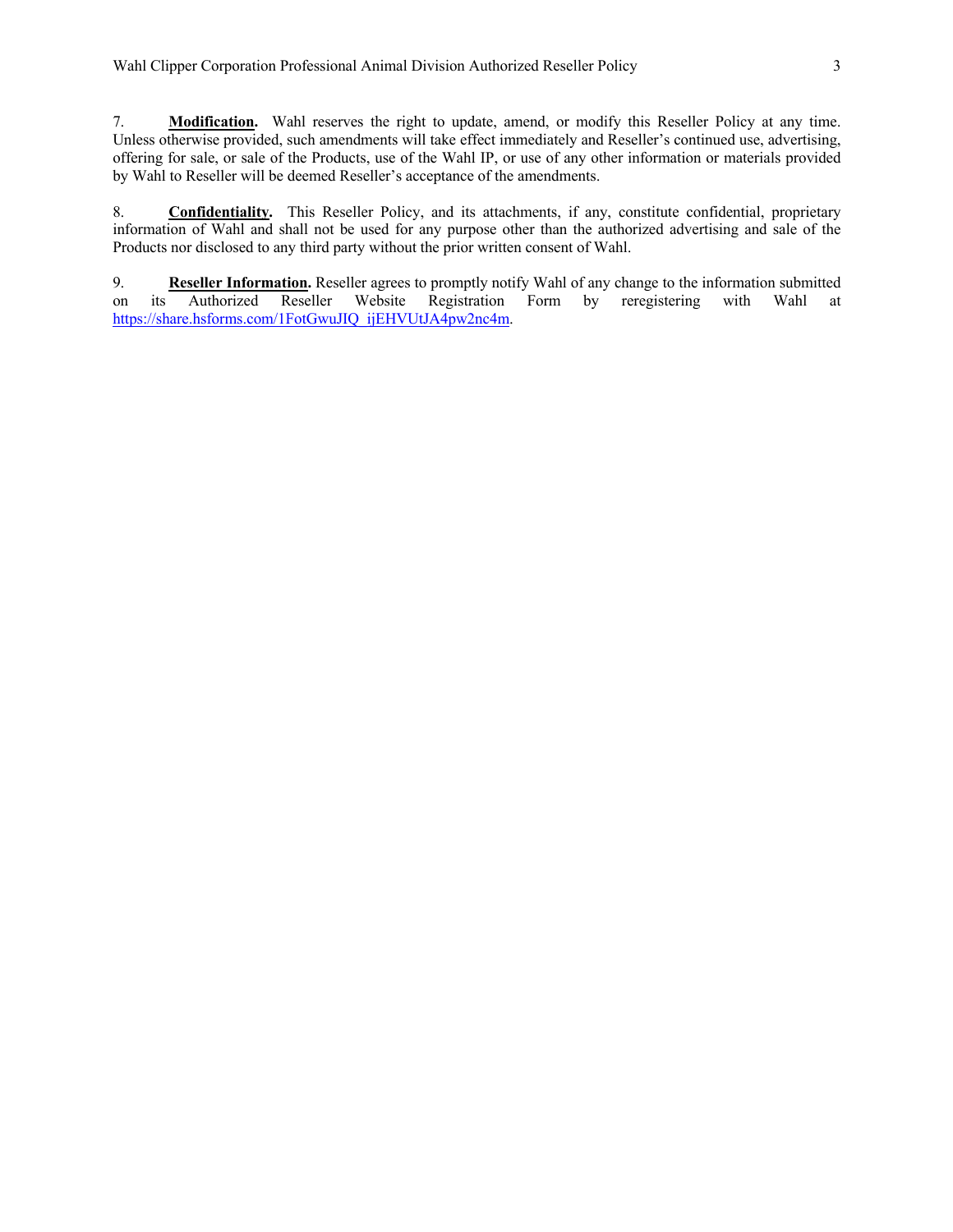7. **Modification.** Wahl reserves the right to update, amend, or modify this Reseller Policy at any time. Unless otherwise provided, such amendments will take effect immediately and Reseller's continued use, advertising, offering for sale, or sale of the Products, use of the Wahl IP, or use of any other information or materials provided by Wahl to Reseller will be deemed Reseller's acceptance of the amendments.

8. **Confidentiality.** This Reseller Policy, and its attachments, if any, constitute confidential, proprietary information of Wahl and shall not be used for any purpose other than the authorized advertising and sale of the Products nor disclosed to any third party without the prior written consent of Wahl.

9. **Reseller Information.** Reseller agrees to promptly notify Wahl of any change to the information submitted on its Authorized Reseller Website Registration Form by reregistering with Wahl at https://share.hsforms.com/1FotGwuJIQ_ijEHVUtJA4pw2nc4m.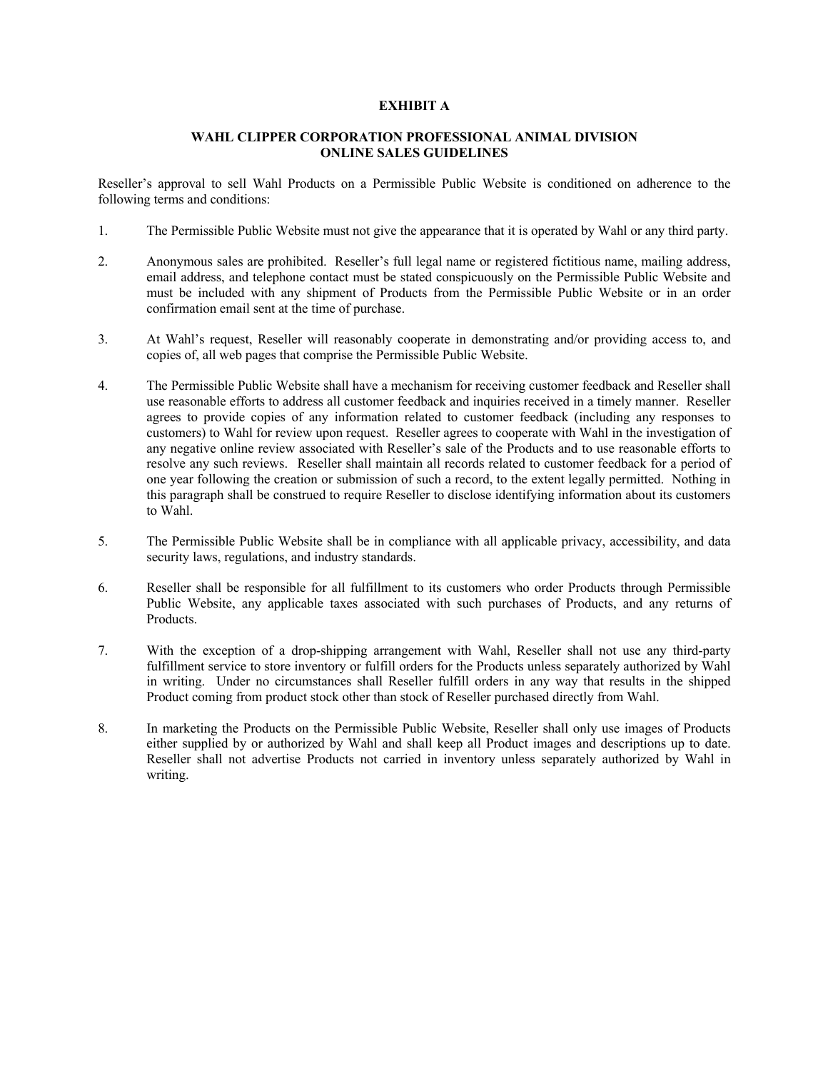# EXHIBIT A

## WAHL CLIPPER CORPORATION PROFESSIONAL ANIMAL DIVISION ONLINE SALES GUIDELINES

Reseller's approval to sell Wahl Products on a Permissible Public Website is conditioned on adherence to the following terms and conditions:

1. The Permissible Public Website must not give the appearance that it is operated by Wahl or any third party.

2. Anonymous sales are prohibited. Reseller's full legal name or registered fictitious name, mailing address, email address, and telephone contact must be stated conspicuously on the Permissible Public Website and must be included with any shipment of Products from the Permissible Public Website or in an order confirmation email sent at the time of purchase.

3. At Wahl's request, Reseller will reasonably cooperate in demonstrating and/or providing access to, and copies of, all web pages that comprise the Permissible Public Website.

4. The Permissible Public Website shall have a mechanism for receiving customer feedback and Reseller shall use reasonable efforts to address all customer feedback and inquiries received in a timely manner. Reseller agrees to provide copies of any information related to customer feedback (including any responses to customers) to Wahl for review upon request. Reseller agrees to cooperate with Wahl in the investigation of any negative online review associated with Reseller's sale of the Products and to use reasonable efforts to resolve any such reviews. Reseller shall maintain all records related to customer feedback for a period of one year following the creation or submission of such a record, to the extent legally permitted. Nothing in this paragraph shall be construed to require Reseller to disclose identifying information about its customers to Wahl.

5. The Permissible Public Website shall be in compliance with all applicable privacy, accessibility, and data security laws, regulations, and industry standards.

6. Reseller shall be responsible for all fulfillment to its customers who order Products through Permissible Public Website, any applicable taxes associated with such purchases of Products, and any returns of Products.

7. With the exception of a drop-shipping arrangement with Wahl, Reseller shall not use any third-party fulfillment service to store inventory or fulfill orders for the Products unless separately authorized by Wahl in writing. Under no circumstances shall Reseller fulfill orders in any way that results in the shipped Product coming from product stock other than stock of Reseller purchased directly from Wahl.

8. In marketing the Products on the Permissible Public Website, Reseller shall only use images of Products either supplied by or authorized by Wahl and shall keep all Product images and descriptions up to date. Reseller shall not advertise Products not carried in inventory unless separately authorized by Wahl in writing.